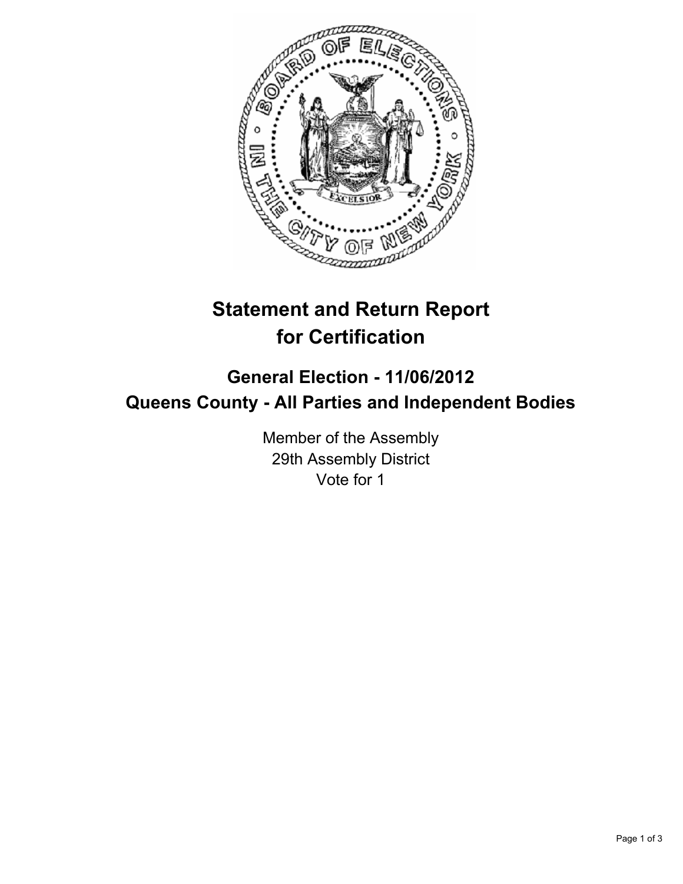# Statement and Return Report for Certification

## General Election - 11/06/2012
## Queens County - All Parties and Independent Bodies

Member of the Assembly
29th Assembly District
Vote for 1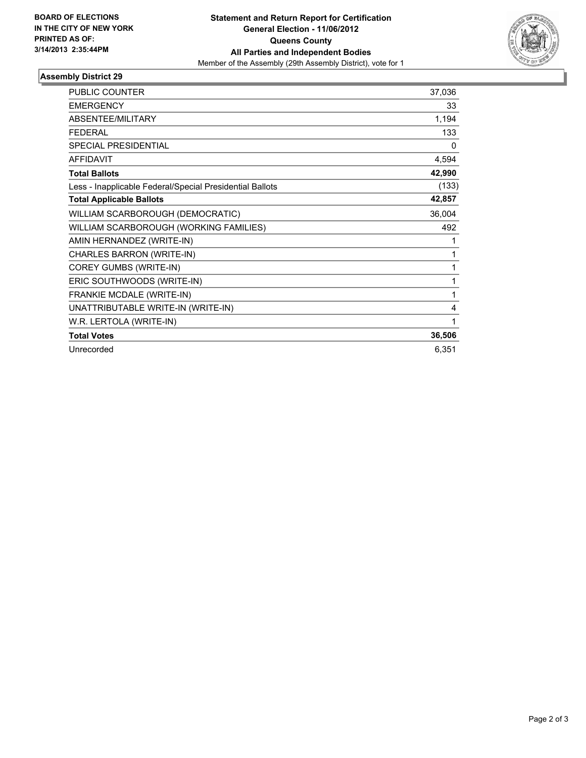**BOARD OF ELECTIONS IN THE CITY OF NEW YORK PRINTED AS OF: 3/14/2013 2:35:44PM**

**Statement and Return Report for Certification**
**General Election - 11/06/2012**
**Queens County**
**All Parties and Independent Bodies**
Member of the Assembly (29th Assembly District), vote for 1

## Assembly District 29

| | |
|---|---|
| PUBLIC COUNTER | 37,036 |
| EMERGENCY | 33 |
| ABSENTEE/MILITARY | 1,194 |
| FEDERAL | 133 |
| SPECIAL PRESIDENTIAL | 0 |
| AFFIDAVIT | 4,594 |
| **Total Ballots** | **42,990** |
| Less - Inapplicable Federal/Special Presidential Ballots | (133) |
| **Total Applicable Ballots** | **42,857** |
| WILLIAM SCARBOROUGH (DEMOCRATIC) | 36,004 |
| WILLIAM SCARBOROUGH (WORKING FAMILIES) | 492 |
| AMIN HERNANDEZ (WRITE-IN) | 1 |
| CHARLES BARRON (WRITE-IN) | 1 |
| COREY GUMBS (WRITE-IN) | 1 |
| ERIC SOUTHWOODS (WRITE-IN) | 1 |
| FRANKIE MCDALE (WRITE-IN) | 1 |
| UNATTRIBUTABLE WRITE-IN (WRITE-IN) | 4 |
| W.R. LERTOLA (WRITE-IN) | 1 |
| **Total Votes** | **36,506** |
| Unrecorded | 6,351 |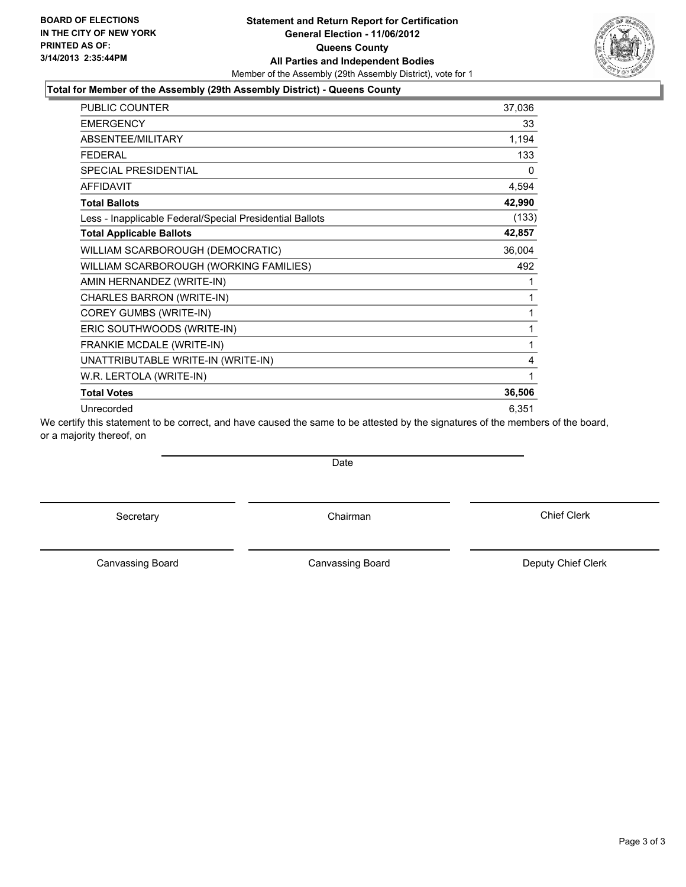**BOARD OF ELECTIONS IN THE CITY OF NEW YORK PRINTED AS OF: 3/14/2013 2:35:44PM**

**Statement and Return Report for Certification General Election - 11/06/2012 Queens County All Parties and Independent Bodies**

Member of the Assembly (29th Assembly District), vote for 1

### Total for Member of the Assembly (29th Assembly District) - Queens County

| | |
|---|---|
| PUBLIC COUNTER | 37,036 |
| EMERGENCY | 33 |
| ABSENTEE/MILITARY | 1,194 |
| FEDERAL | 133 |
| SPECIAL PRESIDENTIAL | 0 |
| AFFIDAVIT | 4,594 |
| **Total Ballots** | **42,990** |
| Less - Inapplicable Federal/Special Presidential Ballots | (133) |
| **Total Applicable Ballots** | **42,857** |
| WILLIAM SCARBOROUGH (DEMOCRATIC) | 36,004 |
| WILLIAM SCARBOROUGH (WORKING FAMILIES) | 492 |
| AMIN HERNANDEZ (WRITE-IN) | 1 |
| CHARLES BARRON (WRITE-IN) | 1 |
| COREY GUMBS (WRITE-IN) | 1 |
| ERIC SOUTHWOODS (WRITE-IN) | 1 |
| FRANKIE MCDALE (WRITE-IN) | 1 |
| UNATTRIBUTABLE WRITE-IN (WRITE-IN) | 4 |
| W.R. LERTOLA (WRITE-IN) | 1 |
| **Total Votes** | **36,506** |
| Unrecorded | 6,351 |

We certify this statement to be correct, and have caused the same to be attested by the signatures of the members of the board, or a majority thereof, on

Date

| | | |
|---|---|---|
| Secretary | Chairman | Chief Clerk |
| Canvassing Board | Canvassing Board | Deputy Chief Clerk |